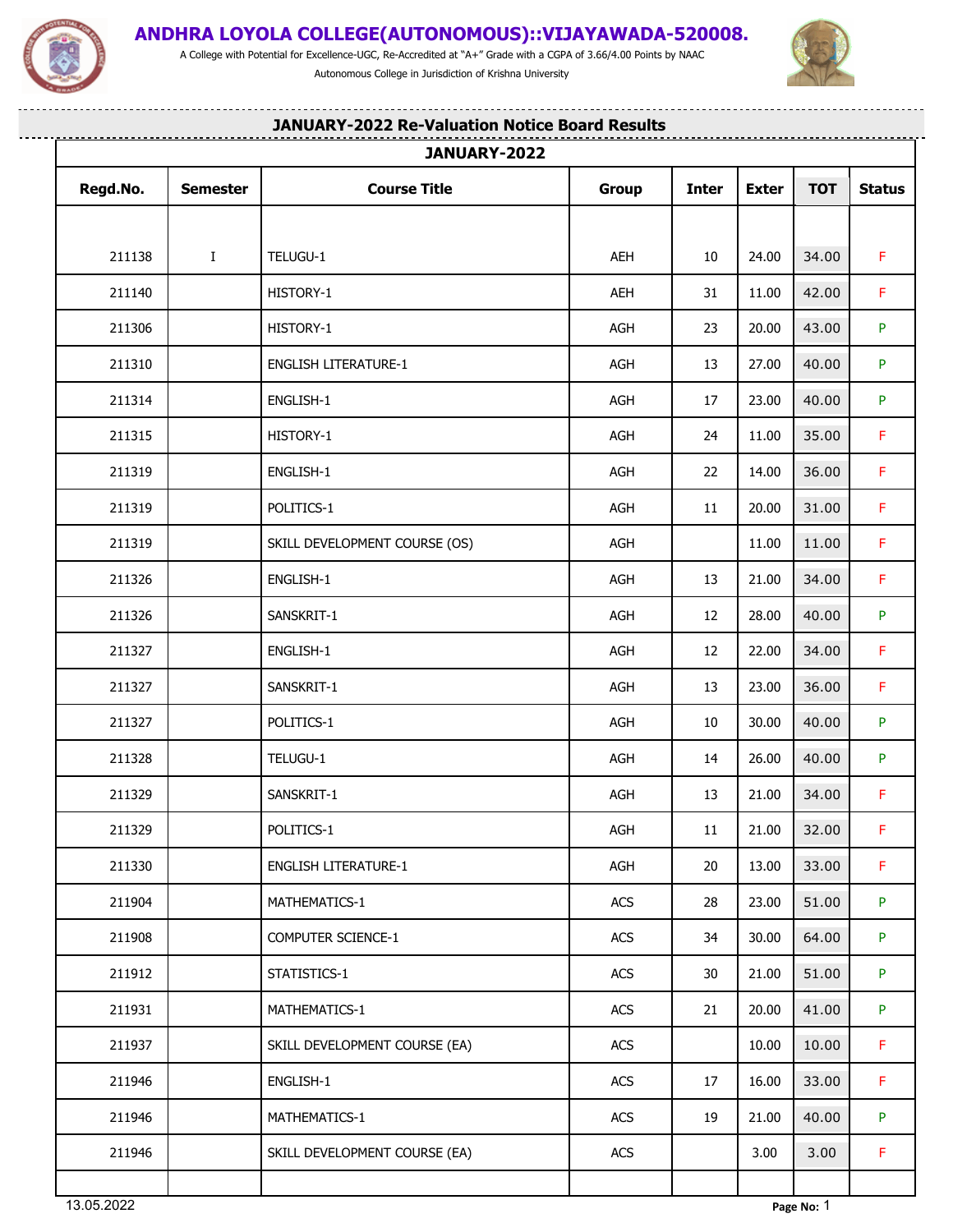# ANDHRA LOYOLA COLLEGE(AUTONOMOUS)::VIJAYAWADA-520008.

A College with Potential for Excellence-UGC, Re-Accredited at "A+" Grade with a CGPA of 3.66/4.00 Points by NAAC

Autonomous College in Jurisdiction of Krishna University

## JANUARY-2022 Re-Valuation Notice Board Results

| JANUARY-2022 | | | | | | | |
|---|---|---|---|---|---|---|---|
| **Regd.No.** | **Semester** | **Course Title** | **Group** | **Inter** | **Exter** | **TOT** | **Status** |
| 211138 | I | TELUGU-1 | AEH | 10 | 24.00 | 34.00 | F |
| 211140 | | HISTORY-1 | AEH | 31 | 11.00 | 42.00 | F |
| 211306 | | HISTORY-1 | AGH | 23 | 20.00 | 43.00 | P |
| 211310 | | ENGLISH LITERATURE-1 | AGH | 13 | 27.00 | 40.00 | P |
| 211314 | | ENGLISH-1 | AGH | 17 | 23.00 | 40.00 | P |
| 211315 | | HISTORY-1 | AGH | 24 | 11.00 | 35.00 | F |
| 211319 | | ENGLISH-1 | AGH | 22 | 14.00 | 36.00 | F |
| 211319 | | POLITICS-1 | AGH | 11 | 20.00 | 31.00 | F |
| 211319 | | SKILL DEVELOPMENT COURSE (OS) | AGH | | 11.00 | 11.00 | F |
| 211326 | | ENGLISH-1 | AGH | 13 | 21.00 | 34.00 | F |
| 211326 | | SANSKRIT-1 | AGH | 12 | 28.00 | 40.00 | P |
| 211327 | | ENGLISH-1 | AGH | 12 | 22.00 | 34.00 | F |
| 211327 | | SANSKRIT-1 | AGH | 13 | 23.00 | 36.00 | F |
| 211327 | | POLITICS-1 | AGH | 10 | 30.00 | 40.00 | P |
| 211328 | | TELUGU-1 | AGH | 14 | 26.00 | 40.00 | P |
| 211329 | | SANSKRIT-1 | AGH | 13 | 21.00 | 34.00 | F |
| 211329 | | POLITICS-1 | AGH | 11 | 21.00 | 32.00 | F |
| 211330 | | ENGLISH LITERATURE-1 | AGH | 20 | 13.00 | 33.00 | F |
| 211904 | | MATHEMATICS-1 | ACS | 28 | 23.00 | 51.00 | P |
| 211908 | | COMPUTER SCIENCE-1 | ACS | 34 | 30.00 | 64.00 | P |
| 211912 | | STATISTICS-1 | ACS | 30 | 21.00 | 51.00 | P |
| 211931 | | MATHEMATICS-1 | ACS | 21 | 20.00 | 41.00 | P |
| 211937 | | SKILL DEVELOPMENT COURSE (EA) | ACS | | 10.00 | 10.00 | F |
| 211946 | | ENGLISH-1 | ACS | 17 | 16.00 | 33.00 | F |
| 211946 | | MATHEMATICS-1 | ACS | 19 | 21.00 | 40.00 | P |
| 211946 | | SKILL DEVELOPMENT COURSE (EA) | ACS | | 3.00 | 3.00 | F |

13.05.2022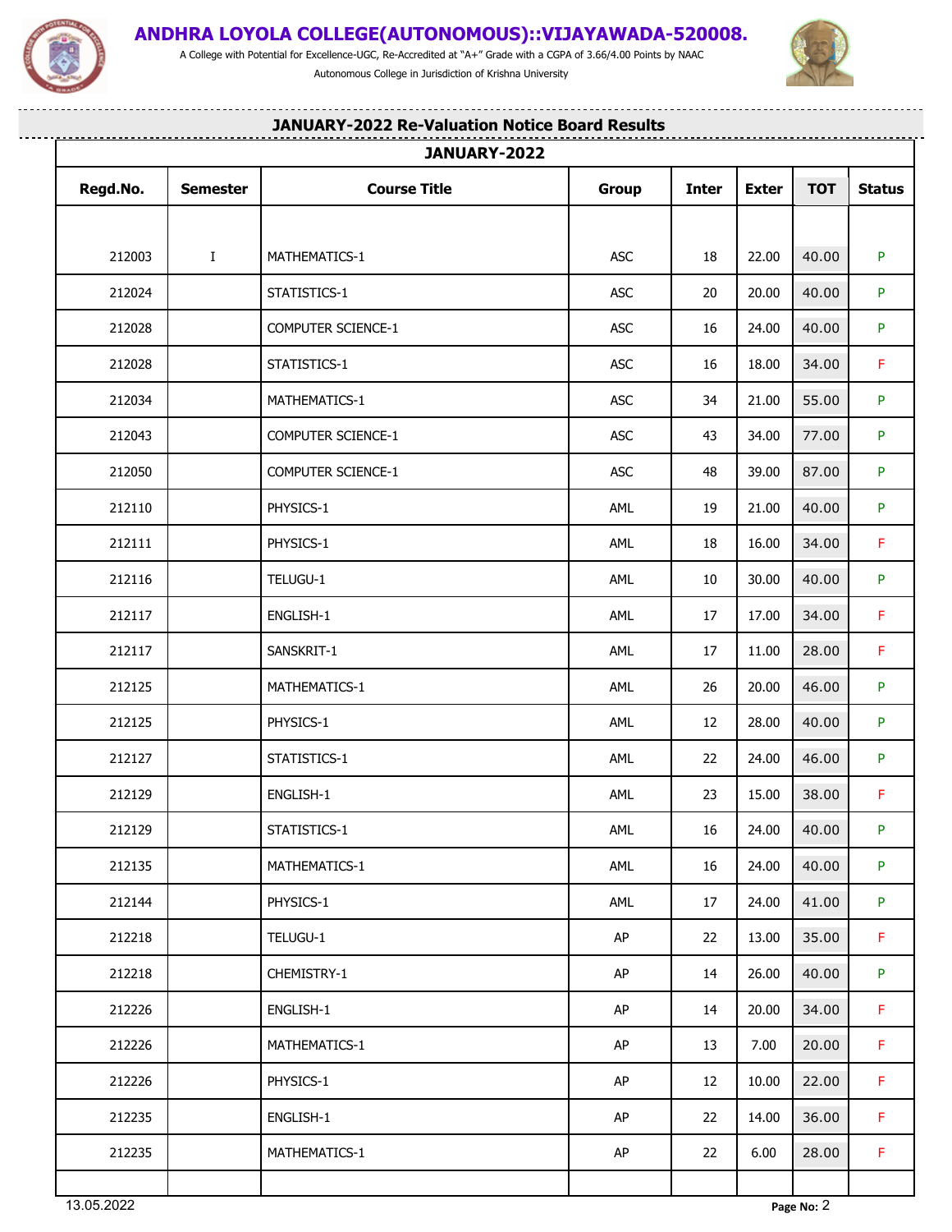# ANDHRA LOYOLA COLLEGE(AUTONOMOUS)::VIJAYAWADA-520008.

A College with Potential for Excellence-UGC, Re-Accredited at "A+" Grade with a CGPA of 3.66/4.00 Points by NAAC

Autonomous College in Jurisdiction of Krishna University

## JANUARY-2022 Re-Valuation Notice Board Results

| JANUARY-2022 | | | | | | | |
|---|---|---|---|---|---|---|---|
| **Regd.No.** | **Semester** | **Course Title** | **Group** | **Inter** | **Exter** | **TOT** | **Status** |
| 212003 | I | MATHEMATICS-1 | ASC | 18 | 22.00 | 40.00 | P |
| 212024 | | STATISTICS-1 | ASC | 20 | 20.00 | 40.00 | P |
| 212028 | | COMPUTER SCIENCE-1 | ASC | 16 | 24.00 | 40.00 | P |
| 212028 | | STATISTICS-1 | ASC | 16 | 18.00 | 34.00 | F |
| 212034 | | MATHEMATICS-1 | ASC | 34 | 21.00 | 55.00 | P |
| 212043 | | COMPUTER SCIENCE-1 | ASC | 43 | 34.00 | 77.00 | P |
| 212050 | | COMPUTER SCIENCE-1 | ASC | 48 | 39.00 | 87.00 | P |
| 212110 | | PHYSICS-1 | AML | 19 | 21.00 | 40.00 | P |
| 212111 | | PHYSICS-1 | AML | 18 | 16.00 | 34.00 | F |
| 212116 | | TELUGU-1 | AML | 10 | 30.00 | 40.00 | P |
| 212117 | | ENGLISH-1 | AML | 17 | 17.00 | 34.00 | F |
| 212117 | | SANSKRIT-1 | AML | 17 | 11.00 | 28.00 | F |
| 212125 | | MATHEMATICS-1 | AML | 26 | 20.00 | 46.00 | P |
| 212125 | | PHYSICS-1 | AML | 12 | 28.00 | 40.00 | P |
| 212127 | | STATISTICS-1 | AML | 22 | 24.00 | 46.00 | P |
| 212129 | | ENGLISH-1 | AML | 23 | 15.00 | 38.00 | F |
| 212129 | | STATISTICS-1 | AML | 16 | 24.00 | 40.00 | P |
| 212135 | | MATHEMATICS-1 | AML | 16 | 24.00 | 40.00 | P |
| 212144 | | PHYSICS-1 | AML | 17 | 24.00 | 41.00 | P |
| 212218 | | TELUGU-1 | AP | 22 | 13.00 | 35.00 | F |
| 212218 | | CHEMISTRY-1 | AP | 14 | 26.00 | 40.00 | P |
| 212226 | | ENGLISH-1 | AP | 14 | 20.00 | 34.00 | F |
| 212226 | | MATHEMATICS-1 | AP | 13 | 7.00 | 20.00 | F |
| 212226 | | PHYSICS-1 | AP | 12 | 10.00 | 22.00 | F |
| 212235 | | ENGLISH-1 | AP | 22 | 14.00 | 36.00 | F |
| 212235 | | MATHEMATICS-1 | AP | 22 | 6.00 | 28.00 | F |

13.05.2022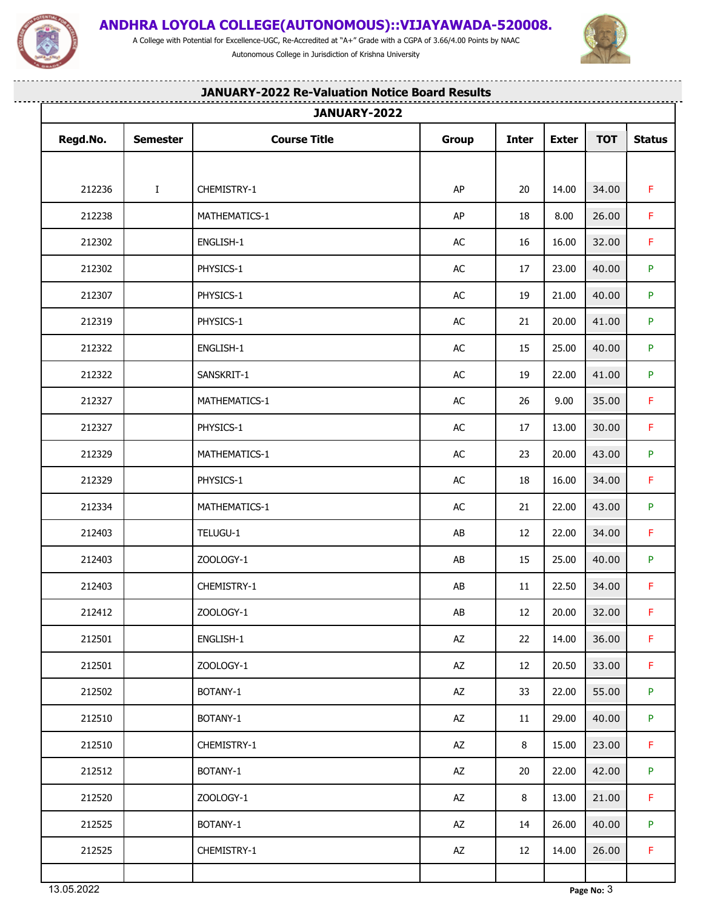# ANDHRA LOYOLA COLLEGE(AUTONOMOUS)::VIJAYAWADA-520008.

A College with Potential for Excellence-UGC, Re-Accredited at "A+" Grade with a CGPA of 3.66/4.00 Points by NAAC

Autonomous College in Jurisdiction of Krishna University

## JANUARY-2022 Re-Valuation Notice Board Results

| JANUARY-2022 | | | | | | | |
|---|---|---|---|---|---|---|---|
| **Regd.No.** | **Semester** | **Course Title** | **Group** | **Inter** | **Exter** | **TOT** | **Status** |
| 212236 | I | CHEMISTRY-1 | AP | 20 | 14.00 | 34.00 | F |
| 212238 | | MATHEMATICS-1 | AP | 18 | 8.00 | 26.00 | F |
| 212302 | | ENGLISH-1 | AC | 16 | 16.00 | 32.00 | F |
| 212302 | | PHYSICS-1 | AC | 17 | 23.00 | 40.00 | P |
| 212307 | | PHYSICS-1 | AC | 19 | 21.00 | 40.00 | P |
| 212319 | | PHYSICS-1 | AC | 21 | 20.00 | 41.00 | P |
| 212322 | | ENGLISH-1 | AC | 15 | 25.00 | 40.00 | P |
| 212322 | | SANSKRIT-1 | AC | 19 | 22.00 | 41.00 | P |
| 212327 | | MATHEMATICS-1 | AC | 26 | 9.00 | 35.00 | F |
| 212327 | | PHYSICS-1 | AC | 17 | 13.00 | 30.00 | F |
| 212329 | | MATHEMATICS-1 | AC | 23 | 20.00 | 43.00 | P |
| 212329 | | PHYSICS-1 | AC | 18 | 16.00 | 34.00 | F |
| 212334 | | MATHEMATICS-1 | AC | 21 | 22.00 | 43.00 | P |
| 212403 | | TELUGU-1 | AB | 12 | 22.00 | 34.00 | F |
| 212403 | | ZOOLOGY-1 | AB | 15 | 25.00 | 40.00 | P |
| 212403 | | CHEMISTRY-1 | AB | 11 | 22.50 | 34.00 | F |
| 212412 | | ZOOLOGY-1 | AB | 12 | 20.00 | 32.00 | F |
| 212501 | | ENGLISH-1 | AZ | 22 | 14.00 | 36.00 | F |
| 212501 | | ZOOLOGY-1 | AZ | 12 | 20.50 | 33.00 | F |
| 212502 | | BOTANY-1 | AZ | 33 | 22.00 | 55.00 | P |
| 212510 | | BOTANY-1 | AZ | 11 | 29.00 | 40.00 | P |
| 212510 | | CHEMISTRY-1 | AZ | 8 | 15.00 | 23.00 | F |
| 212512 | | BOTANY-1 | AZ | 20 | 22.00 | 42.00 | P |
| 212520 | | ZOOLOGY-1 | AZ | 8 | 13.00 | 21.00 | F |
| 212525 | | BOTANY-1 | AZ | 14 | 26.00 | 40.00 | P |
| 212525 | | CHEMISTRY-1 | AZ | 12 | 14.00 | 26.00 | F |

13.05.2022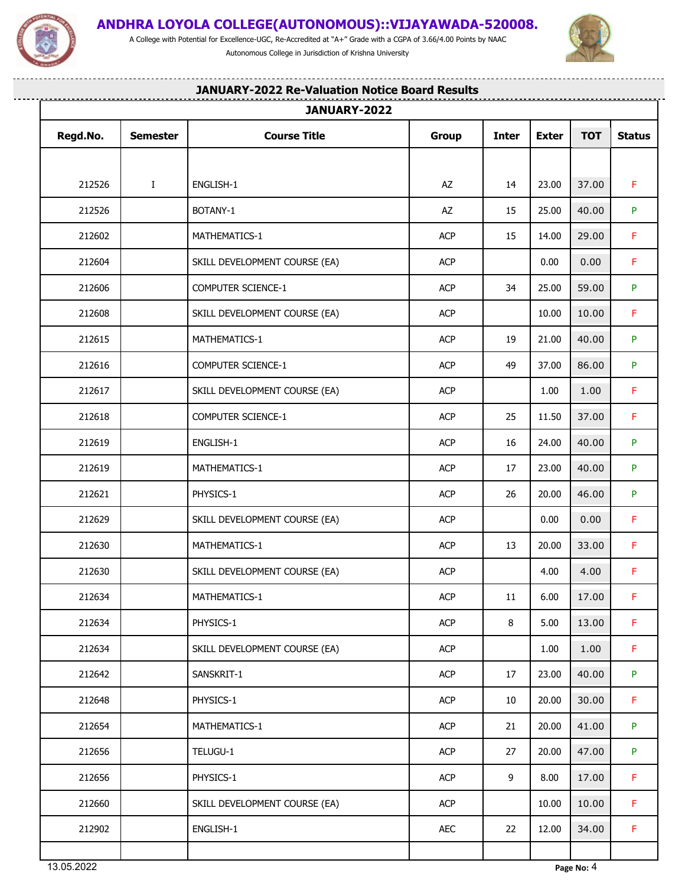# ANDHRA LOYOLA COLLEGE(AUTONOMOUS)::VIJAYAWADA-520008.

A College with Potential for Excellence-UGC, Re-Accredited at "A+" Grade with a CGPA of 3.66/4.00 Points by NAAC

Autonomous College in Jurisdiction of Krishna University

## JANUARY-2022 Re-Valuation Notice Board Results

| JANUARY-2022 | | | | | | | |
|---|---|---|---|---|---|---|---|
| **Regd.No.** | **Semester** | **Course Title** | **Group** | **Inter** | **Exter** | **TOT** | **Status** |
| 212526 | I | ENGLISH-1 | AZ | 14 | 23.00 | 37.00 | F |
| 212526 | | BOTANY-1 | AZ | 15 | 25.00 | 40.00 | P |
| 212602 | | MATHEMATICS-1 | ACP | 15 | 14.00 | 29.00 | F |
| 212604 | | SKILL DEVELOPMENT COURSE (EA) | ACP | | 0.00 | 0.00 | F |
| 212606 | | COMPUTER SCIENCE-1 | ACP | 34 | 25.00 | 59.00 | P |
| 212608 | | SKILL DEVELOPMENT COURSE (EA) | ACP | | 10.00 | 10.00 | F |
| 212615 | | MATHEMATICS-1 | ACP | 19 | 21.00 | 40.00 | P |
| 212616 | | COMPUTER SCIENCE-1 | ACP | 49 | 37.00 | 86.00 | P |
| 212617 | | SKILL DEVELOPMENT COURSE (EA) | ACP | | 1.00 | 1.00 | F |
| 212618 | | COMPUTER SCIENCE-1 | ACP | 25 | 11.50 | 37.00 | F |
| 212619 | | ENGLISH-1 | ACP | 16 | 24.00 | 40.00 | P |
| 212619 | | MATHEMATICS-1 | ACP | 17 | 23.00 | 40.00 | P |
| 212621 | | PHYSICS-1 | ACP | 26 | 20.00 | 46.00 | P |
| 212629 | | SKILL DEVELOPMENT COURSE (EA) | ACP | | 0.00 | 0.00 | F |
| 212630 | | MATHEMATICS-1 | ACP | 13 | 20.00 | 33.00 | F |
| 212630 | | SKILL DEVELOPMENT COURSE (EA) | ACP | | 4.00 | 4.00 | F |
| 212634 | | MATHEMATICS-1 | ACP | 11 | 6.00 | 17.00 | F |
| 212634 | | PHYSICS-1 | ACP | 8 | 5.00 | 13.00 | F |
| 212634 | | SKILL DEVELOPMENT COURSE (EA) | ACP | | 1.00 | 1.00 | F |
| 212642 | | SANSKRIT-1 | ACP | 17 | 23.00 | 40.00 | P |
| 212648 | | PHYSICS-1 | ACP | 10 | 20.00 | 30.00 | F |
| 212654 | | MATHEMATICS-1 | ACP | 21 | 20.00 | 41.00 | P |
| 212656 | | TELUGU-1 | ACP | 27 | 20.00 | 47.00 | P |
| 212656 | | PHYSICS-1 | ACP | 9 | 8.00 | 17.00 | F |
| 212660 | | SKILL DEVELOPMENT COURSE (EA) | ACP | | 10.00 | 10.00 | F |
| 212902 | | ENGLISH-1 | AEC | 22 | 12.00 | 34.00 | F |

13.05.2022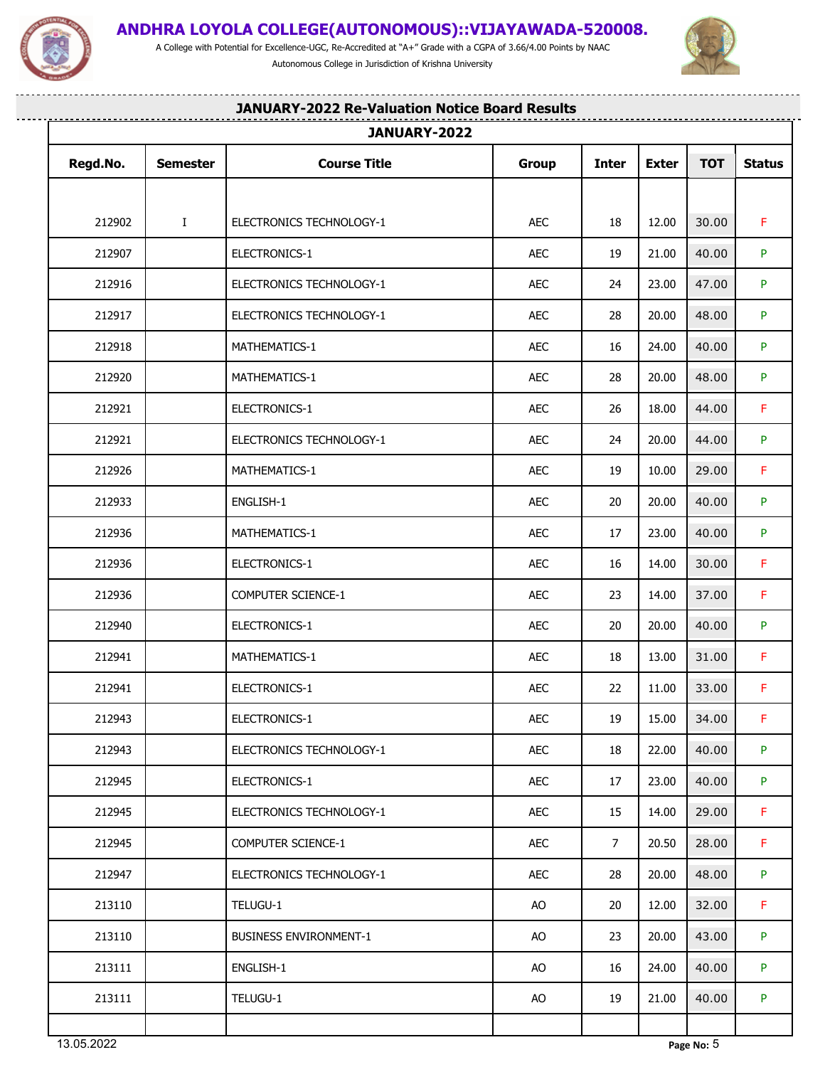# ANDHRA LOYOLA COLLEGE(AUTONOMOUS)::VIJAYAWADA-520008.

A College with Potential for Excellence-UGC, Re-Accredited at "A+" Grade with a CGPA of 3.66/4.00 Points by NAAC

Autonomous College in Jurisdiction of Krishna University

## JANUARY-2022 Re-Valuation Notice Board Results

### JANUARY-2022

| Regd.No. | Semester | Course Title | Group | Inter | Exter | TOT | Status |
|---|---|---|---|---|---|---|---|
| 212902 | I | ELECTRONICS TECHNOLOGY-1 | AEC | 18 | 12.00 | 30.00 | F |
| 212907 | | ELECTRONICS-1 | AEC | 19 | 21.00 | 40.00 | P |
| 212916 | | ELECTRONICS TECHNOLOGY-1 | AEC | 24 | 23.00 | 47.00 | P |
| 212917 | | ELECTRONICS TECHNOLOGY-1 | AEC | 28 | 20.00 | 48.00 | P |
| 212918 | | MATHEMATICS-1 | AEC | 16 | 24.00 | 40.00 | P |
| 212920 | | MATHEMATICS-1 | AEC | 28 | 20.00 | 48.00 | P |
| 212921 | | ELECTRONICS-1 | AEC | 26 | 18.00 | 44.00 | F |
| 212921 | | ELECTRONICS TECHNOLOGY-1 | AEC | 24 | 20.00 | 44.00 | P |
| 212926 | | MATHEMATICS-1 | AEC | 19 | 10.00 | 29.00 | F |
| 212933 | | ENGLISH-1 | AEC | 20 | 20.00 | 40.00 | P |
| 212936 | | MATHEMATICS-1 | AEC | 17 | 23.00 | 40.00 | P |
| 212936 | | ELECTRONICS-1 | AEC | 16 | 14.00 | 30.00 | F |
| 212936 | | COMPUTER SCIENCE-1 | AEC | 23 | 14.00 | 37.00 | F |
| 212940 | | ELECTRONICS-1 | AEC | 20 | 20.00 | 40.00 | P |
| 212941 | | MATHEMATICS-1 | AEC | 18 | 13.00 | 31.00 | F |
| 212941 | | ELECTRONICS-1 | AEC | 22 | 11.00 | 33.00 | F |
| 212943 | | ELECTRONICS-1 | AEC | 19 | 15.00 | 34.00 | F |
| 212943 | | ELECTRONICS TECHNOLOGY-1 | AEC | 18 | 22.00 | 40.00 | P |
| 212945 | | ELECTRONICS-1 | AEC | 17 | 23.00 | 40.00 | P |
| 212945 | | ELECTRONICS TECHNOLOGY-1 | AEC | 15 | 14.00 | 29.00 | F |
| 212945 | | COMPUTER SCIENCE-1 | AEC | 7 | 20.50 | 28.00 | F |
| 212947 | | ELECTRONICS TECHNOLOGY-1 | AEC | 28 | 20.00 | 48.00 | P |
| 213110 | | TELUGU-1 | AO | 20 | 12.00 | 32.00 | F |
| 213110 | | BUSINESS ENVIRONMENT-1 | AO | 23 | 20.00 | 43.00 | P |
| 213111 | | ENGLISH-1 | AO | 16 | 24.00 | 40.00 | P |
| 213111 | | TELUGU-1 | AO | 19 | 21.00 | 40.00 | P |

13.05.2022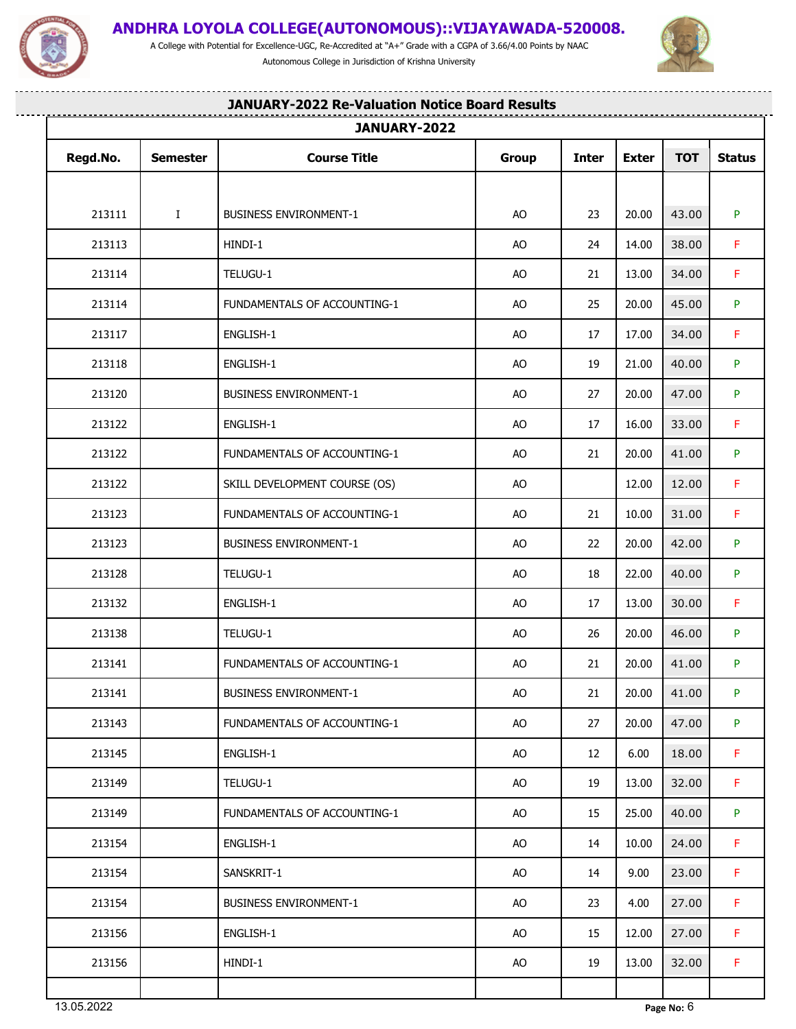# ANDHRA LOYOLA COLLEGE(AUTONOMOUS)::VIJAYAWADA-520008.

A College with Potential for Excellence-UGC, Re-Accredited at "A+" Grade with a CGPA of 3.66/4.00 Points by NAAC

Autonomous College in Jurisdiction of Krishna University

## JANUARY-2022 Re-Valuation Notice Board Results

| JANUARY-2022 | | | | | | | |
|---|---|---|---|---|---|---|---|
| **Regd.No.** | **Semester** | **Course Title** | **Group** | **Inter** | **Exter** | **TOT** | **Status** |
| 213111 | I | BUSINESS ENVIRONMENT-1 | AO | 23 | 20.00 | 43.00 | P |
| 213113 | | HINDI-1 | AO | 24 | 14.00 | 38.00 | F |
| 213114 | | TELUGU-1 | AO | 21 | 13.00 | 34.00 | F |
| 213114 | | FUNDAMENTALS OF ACCOUNTING-1 | AO | 25 | 20.00 | 45.00 | P |
| 213117 | | ENGLISH-1 | AO | 17 | 17.00 | 34.00 | F |
| 213118 | | ENGLISH-1 | AO | 19 | 21.00 | 40.00 | P |
| 213120 | | BUSINESS ENVIRONMENT-1 | AO | 27 | 20.00 | 47.00 | P |
| 213122 | | ENGLISH-1 | AO | 17 | 16.00 | 33.00 | F |
| 213122 | | FUNDAMENTALS OF ACCOUNTING-1 | AO | 21 | 20.00 | 41.00 | P |
| 213122 | | SKILL DEVELOPMENT COURSE (OS) | AO | | 12.00 | 12.00 | F |
| 213123 | | FUNDAMENTALS OF ACCOUNTING-1 | AO | 21 | 10.00 | 31.00 | F |
| 213123 | | BUSINESS ENVIRONMENT-1 | AO | 22 | 20.00 | 42.00 | P |
| 213128 | | TELUGU-1 | AO | 18 | 22.00 | 40.00 | P |
| 213132 | | ENGLISH-1 | AO | 17 | 13.00 | 30.00 | F |
| 213138 | | TELUGU-1 | AO | 26 | 20.00 | 46.00 | P |
| 213141 | | FUNDAMENTALS OF ACCOUNTING-1 | AO | 21 | 20.00 | 41.00 | P |
| 213141 | | BUSINESS ENVIRONMENT-1 | AO | 21 | 20.00 | 41.00 | P |
| 213143 | | FUNDAMENTALS OF ACCOUNTING-1 | AO | 27 | 20.00 | 47.00 | P |
| 213145 | | ENGLISH-1 | AO | 12 | 6.00 | 18.00 | F |
| 213149 | | TELUGU-1 | AO | 19 | 13.00 | 32.00 | F |
| 213149 | | FUNDAMENTALS OF ACCOUNTING-1 | AO | 15 | 25.00 | 40.00 | P |
| 213154 | | ENGLISH-1 | AO | 14 | 10.00 | 24.00 | F |
| 213154 | | SANSKRIT-1 | AO | 14 | 9.00 | 23.00 | F |
| 213154 | | BUSINESS ENVIRONMENT-1 | AO | 23 | 4.00 | 27.00 | F |
| 213156 | | ENGLISH-1 | AO | 15 | 12.00 | 27.00 | F |
| 213156 | | HINDI-1 | AO | 19 | 13.00 | 32.00 | F |

13.05.2022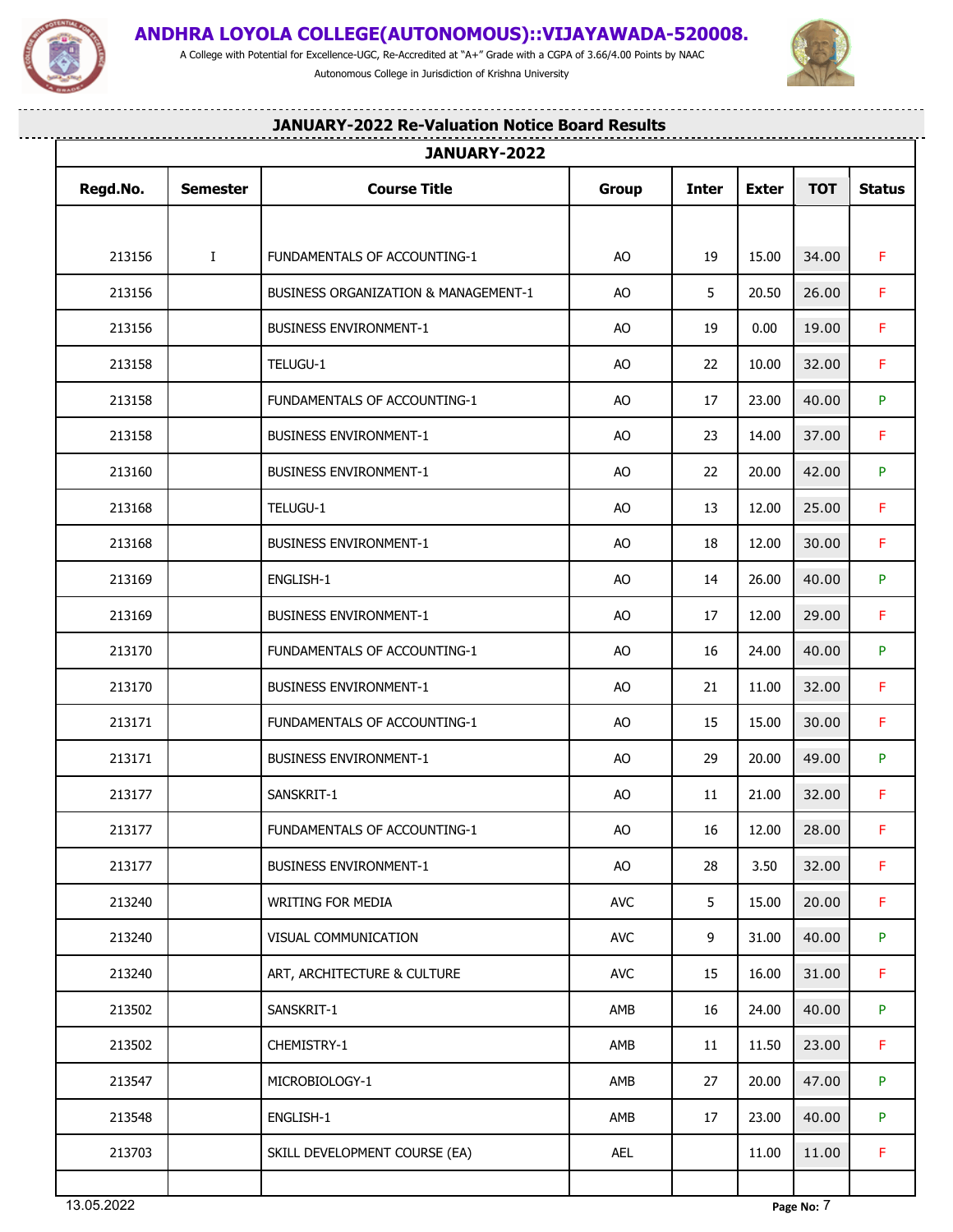# ANDHRA LOYOLA COLLEGE(AUTONOMOUS)::VIJAYAWADA-520008.

A College with Potential for Excellence-UGC, Re-Accredited at "A+" Grade with a CGPA of 3.66/4.00 Points by NAAC

Autonomous College in Jurisdiction of Krishna University

## JANUARY-2022 Re-Valuation Notice Board Results

| JANUARY-2022 | | | | | | | |
|---|---|---|---|---|---|---|---|
| **Regd.No.** | **Semester** | **Course Title** | **Group** | **Inter** | **Exter** | **TOT** | **Status** |
| 213156 | I | FUNDAMENTALS OF ACCOUNTING-1 | AO | 19 | 15.00 | 34.00 | F |
| 213156 | | BUSINESS ORGANIZATION & MANAGEMENT-1 | AO | 5 | 20.50 | 26.00 | F |
| 213156 | | BUSINESS ENVIRONMENT-1 | AO | 19 | 0.00 | 19.00 | F |
| 213158 | | TELUGU-1 | AO | 22 | 10.00 | 32.00 | F |
| 213158 | | FUNDAMENTALS OF ACCOUNTING-1 | AO | 17 | 23.00 | 40.00 | P |
| 213158 | | BUSINESS ENVIRONMENT-1 | AO | 23 | 14.00 | 37.00 | F |
| 213160 | | BUSINESS ENVIRONMENT-1 | AO | 22 | 20.00 | 42.00 | P |
| 213168 | | TELUGU-1 | AO | 13 | 12.00 | 25.00 | F |
| 213168 | | BUSINESS ENVIRONMENT-1 | AO | 18 | 12.00 | 30.00 | F |
| 213169 | | ENGLISH-1 | AO | 14 | 26.00 | 40.00 | P |
| 213169 | | BUSINESS ENVIRONMENT-1 | AO | 17 | 12.00 | 29.00 | F |
| 213170 | | FUNDAMENTALS OF ACCOUNTING-1 | AO | 16 | 24.00 | 40.00 | P |
| 213170 | | BUSINESS ENVIRONMENT-1 | AO | 21 | 11.00 | 32.00 | F |
| 213171 | | FUNDAMENTALS OF ACCOUNTING-1 | AO | 15 | 15.00 | 30.00 | F |
| 213171 | | BUSINESS ENVIRONMENT-1 | AO | 29 | 20.00 | 49.00 | P |
| 213177 | | SANSKRIT-1 | AO | 11 | 21.00 | 32.00 | F |
| 213177 | | FUNDAMENTALS OF ACCOUNTING-1 | AO | 16 | 12.00 | 28.00 | F |
| 213177 | | BUSINESS ENVIRONMENT-1 | AO | 28 | 3.50 | 32.00 | F |
| 213240 | | WRITING FOR MEDIA | AVC | 5 | 15.00 | 20.00 | F |
| 213240 | | VISUAL COMMUNICATION | AVC | 9 | 31.00 | 40.00 | P |
| 213240 | | ART, ARCHITECTURE & CULTURE | AVC | 15 | 16.00 | 31.00 | F |
| 213502 | | SANSKRIT-1 | AMB | 16 | 24.00 | 40.00 | P |
| 213502 | | CHEMISTRY-1 | AMB | 11 | 11.50 | 23.00 | F |
| 213547 | | MICROBIOLOGY-1 | AMB | 27 | 20.00 | 47.00 | P |
| 213548 | | ENGLISH-1 | AMB | 17 | 23.00 | 40.00 | P |
| 213703 | | SKILL DEVELOPMENT COURSE (EA) | AEL | | 11.00 | 11.00 | F |

13.05.2022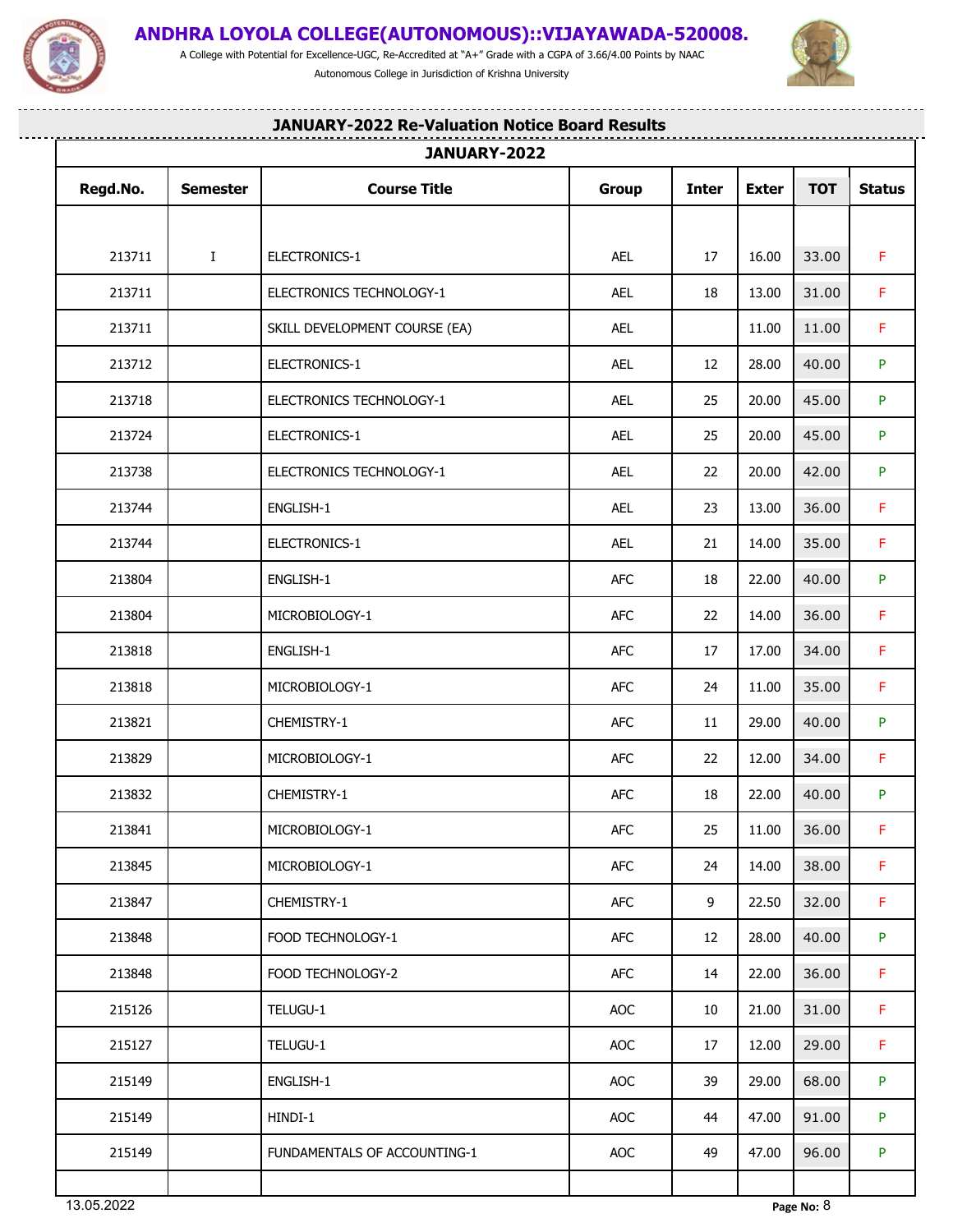# ANDHRA LOYOLA COLLEGE(AUTONOMOUS)::VIJAYAWADA-520008.

A College with Potential for Excellence-UGC, Re-Accredited at "A+" Grade with a CGPA of 3.66/4.00 Points by NAAC

Autonomous College in Jurisdiction of Krishna University

## JANUARY-2022 Re-Valuation Notice Board Results

| JANUARY-2022 | | | | | | | |
|---|---|---|---|---|---|---|---|
| **Regd.No.** | **Semester** | **Course Title** | **Group** | **Inter** | **Exter** | **TOT** | **Status** |
| 213711 | I | ELECTRONICS-1 | AEL | 17 | 16.00 | 33.00 | F |
| 213711 | | ELECTRONICS TECHNOLOGY-1 | AEL | 18 | 13.00 | 31.00 | F |
| 213711 | | SKILL DEVELOPMENT COURSE (EA) | AEL | | 11.00 | 11.00 | F |
| 213712 | | ELECTRONICS-1 | AEL | 12 | 28.00 | 40.00 | P |
| 213718 | | ELECTRONICS TECHNOLOGY-1 | AEL | 25 | 20.00 | 45.00 | P |
| 213724 | | ELECTRONICS-1 | AEL | 25 | 20.00 | 45.00 | P |
| 213738 | | ELECTRONICS TECHNOLOGY-1 | AEL | 22 | 20.00 | 42.00 | P |
| 213744 | | ENGLISH-1 | AEL | 23 | 13.00 | 36.00 | F |
| 213744 | | ELECTRONICS-1 | AEL | 21 | 14.00 | 35.00 | F |
| 213804 | | ENGLISH-1 | AFC | 18 | 22.00 | 40.00 | P |
| 213804 | | MICROBIOLOGY-1 | AFC | 22 | 14.00 | 36.00 | F |
| 213818 | | ENGLISH-1 | AFC | 17 | 17.00 | 34.00 | F |
| 213818 | | MICROBIOLOGY-1 | AFC | 24 | 11.00 | 35.00 | F |
| 213821 | | CHEMISTRY-1 | AFC | 11 | 29.00 | 40.00 | P |
| 213829 | | MICROBIOLOGY-1 | AFC | 22 | 12.00 | 34.00 | F |
| 213832 | | CHEMISTRY-1 | AFC | 18 | 22.00 | 40.00 | P |
| 213841 | | MICROBIOLOGY-1 | AFC | 25 | 11.00 | 36.00 | F |
| 213845 | | MICROBIOLOGY-1 | AFC | 24 | 14.00 | 38.00 | F |
| 213847 | | CHEMISTRY-1 | AFC | 9 | 22.50 | 32.00 | F |
| 213848 | | FOOD TECHNOLOGY-1 | AFC | 12 | 28.00 | 40.00 | P |
| 213848 | | FOOD TECHNOLOGY-2 | AFC | 14 | 22.00 | 36.00 | F |
| 215126 | | TELUGU-1 | AOC | 10 | 21.00 | 31.00 | F |
| 215127 | | TELUGU-1 | AOC | 17 | 12.00 | 29.00 | F |
| 215149 | | ENGLISH-1 | AOC | 39 | 29.00 | 68.00 | P |
| 215149 | | HINDI-1 | AOC | 44 | 47.00 | 91.00 | P |
| 215149 | | FUNDAMENTALS OF ACCOUNTING-1 | AOC | 49 | 47.00 | 96.00 | P |

13.05.2022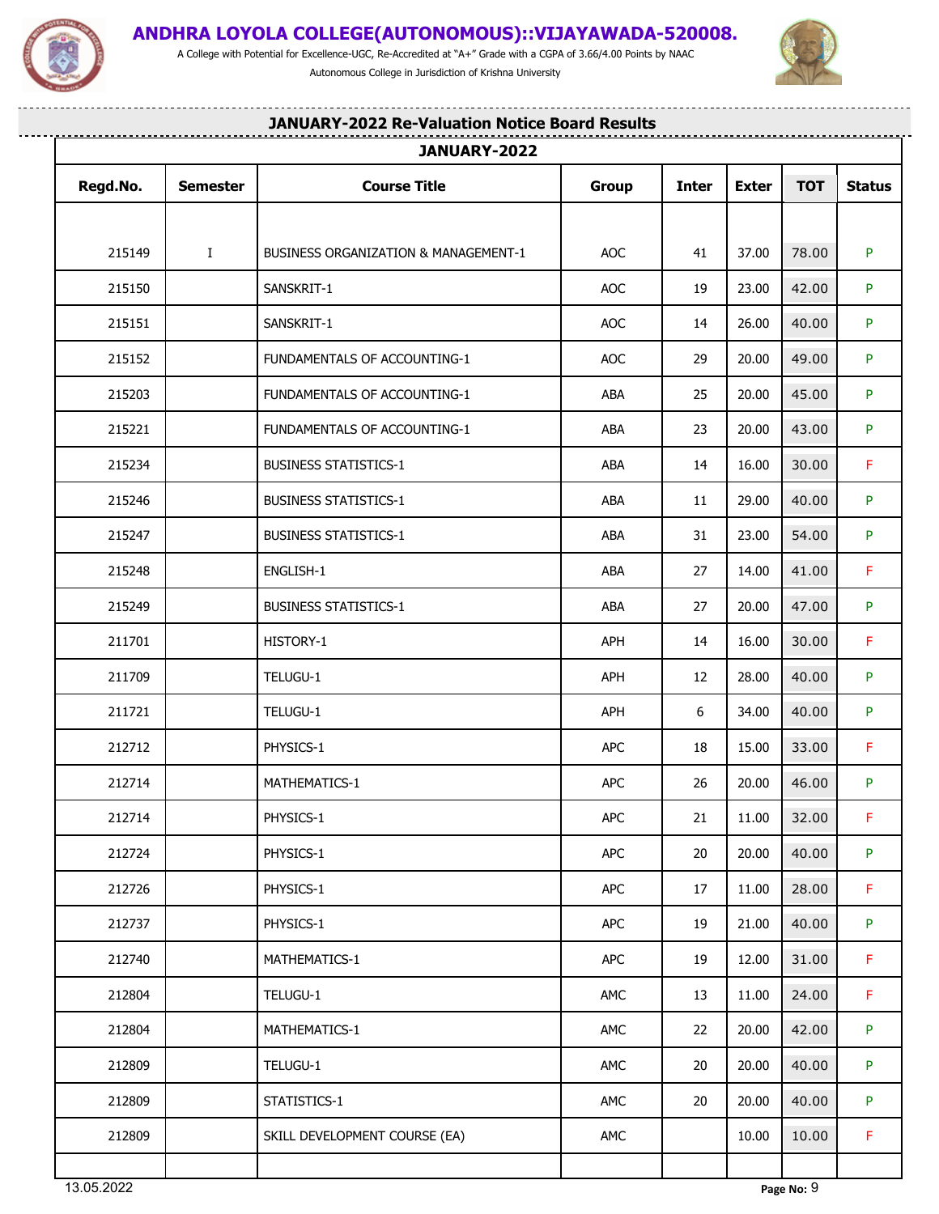# ANDHRA LOYOLA COLLEGE(AUTONOMOUS)::VIJAYAWADA-520008.

A College with Potential for Excellence-UGC, Re-Accredited at "A+" Grade with a CGPA of 3.66/4.00 Points by NAAC

Autonomous College in Jurisdiction of Krishna University

## JANUARY-2022 Re-Valuation Notice Board Results

| JANUARY-2022 | | | | | | | |
|---|---|---|---|---|---|---|---|
| **Regd.No.** | **Semester** | **Course Title** | **Group** | **Inter** | **Exter** | **TOT** | **Status** |
| 215149 | I | BUSINESS ORGANIZATION & MANAGEMENT-1 | AOC | 41 | 37.00 | 78.00 | P |
| 215150 | | SANSKRIT-1 | AOC | 19 | 23.00 | 42.00 | P |
| 215151 | | SANSKRIT-1 | AOC | 14 | 26.00 | 40.00 | P |
| 215152 | | FUNDAMENTALS OF ACCOUNTING-1 | AOC | 29 | 20.00 | 49.00 | P |
| 215203 | | FUNDAMENTALS OF ACCOUNTING-1 | ABA | 25 | 20.00 | 45.00 | P |
| 215221 | | FUNDAMENTALS OF ACCOUNTING-1 | ABA | 23 | 20.00 | 43.00 | P |
| 215234 | | BUSINESS STATISTICS-1 | ABA | 14 | 16.00 | 30.00 | F |
| 215246 | | BUSINESS STATISTICS-1 | ABA | 11 | 29.00 | 40.00 | P |
| 215247 | | BUSINESS STATISTICS-1 | ABA | 31 | 23.00 | 54.00 | P |
| 215248 | | ENGLISH-1 | ABA | 27 | 14.00 | 41.00 | F |
| 215249 | | BUSINESS STATISTICS-1 | ABA | 27 | 20.00 | 47.00 | P |
| 211701 | | HISTORY-1 | APH | 14 | 16.00 | 30.00 | F |
| 211709 | | TELUGU-1 | APH | 12 | 28.00 | 40.00 | P |
| 211721 | | TELUGU-1 | APH | 6 | 34.00 | 40.00 | P |
| 212712 | | PHYSICS-1 | APC | 18 | 15.00 | 33.00 | F |
| 212714 | | MATHEMATICS-1 | APC | 26 | 20.00 | 46.00 | P |
| 212714 | | PHYSICS-1 | APC | 21 | 11.00 | 32.00 | F |
| 212724 | | PHYSICS-1 | APC | 20 | 20.00 | 40.00 | P |
| 212726 | | PHYSICS-1 | APC | 17 | 11.00 | 28.00 | F |
| 212737 | | PHYSICS-1 | APC | 19 | 21.00 | 40.00 | P |
| 212740 | | MATHEMATICS-1 | APC | 19 | 12.00 | 31.00 | F |
| 212804 | | TELUGU-1 | AMC | 13 | 11.00 | 24.00 | F |
| 212804 | | MATHEMATICS-1 | AMC | 22 | 20.00 | 42.00 | P |
| 212809 | | TELUGU-1 | AMC | 20 | 20.00 | 40.00 | P |
| 212809 | | STATISTICS-1 | AMC | 20 | 20.00 | 40.00 | P |
| 212809 | | SKILL DEVELOPMENT COURSE (EA) | AMC | | 10.00 | 10.00 | F |

13.05.2022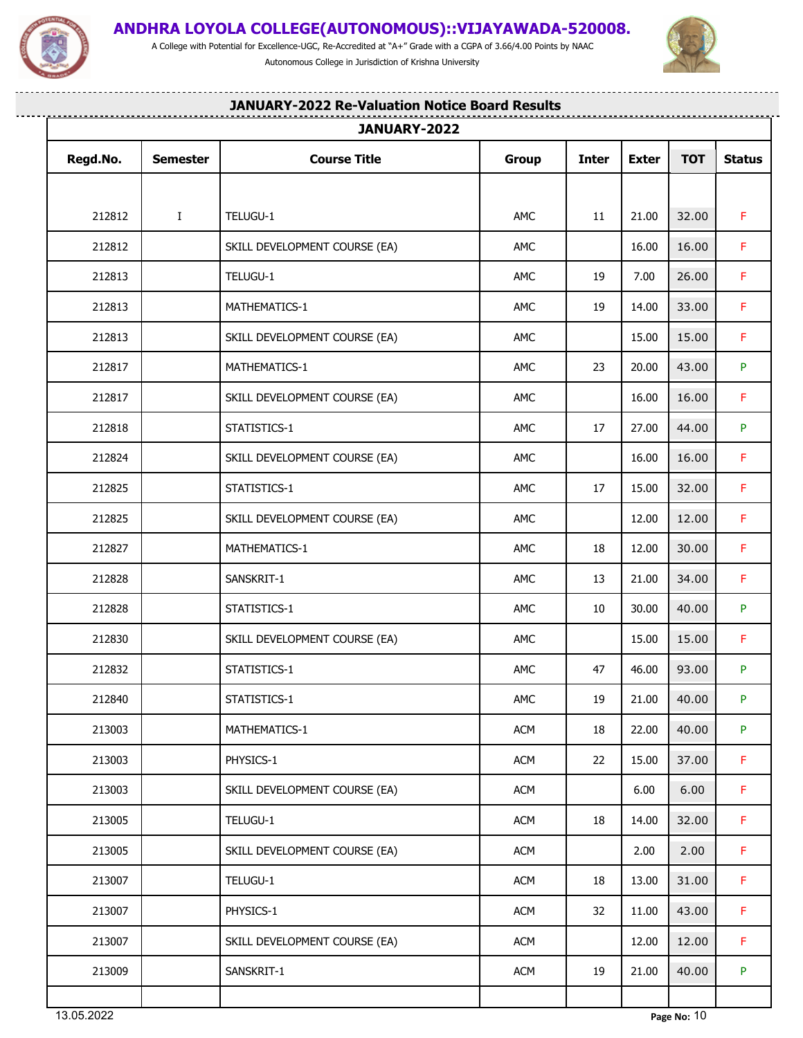# ANDHRA LOYOLA COLLEGE(AUTONOMOUS)::VIJAYAWADA-520008.

A College with Potential for Excellence-UGC, Re-Accredited at "A+" Grade with a CGPA of 3.66/4.00 Points by NAAC

Autonomous College in Jurisdiction of Krishna University

## JANUARY-2022 Re-Valuation Notice Board Results

| JANUARY-2022 | | | | | | | |
|---|---|---|---|---|---|---|---|
| **Regd.No.** | **Semester** | **Course Title** | **Group** | **Inter** | **Exter** | **TOT** | **Status** |
| 212812 | I | TELUGU-1 | AMC | 11 | 21.00 | 32.00 | F |
| 212812 | | SKILL DEVELOPMENT COURSE (EA) | AMC | | 16.00 | 16.00 | F |
| 212813 | | TELUGU-1 | AMC | 19 | 7.00 | 26.00 | F |
| 212813 | | MATHEMATICS-1 | AMC | 19 | 14.00 | 33.00 | F |
| 212813 | | SKILL DEVELOPMENT COURSE (EA) | AMC | | 15.00 | 15.00 | F |
| 212817 | | MATHEMATICS-1 | AMC | 23 | 20.00 | 43.00 | P |
| 212817 | | SKILL DEVELOPMENT COURSE (EA) | AMC | | 16.00 | 16.00 | F |
| 212818 | | STATISTICS-1 | AMC | 17 | 27.00 | 44.00 | P |
| 212824 | | SKILL DEVELOPMENT COURSE (EA) | AMC | | 16.00 | 16.00 | F |
| 212825 | | STATISTICS-1 | AMC | 17 | 15.00 | 32.00 | F |
| 212825 | | SKILL DEVELOPMENT COURSE (EA) | AMC | | 12.00 | 12.00 | F |
| 212827 | | MATHEMATICS-1 | AMC | 18 | 12.00 | 30.00 | F |
| 212828 | | SANSKRIT-1 | AMC | 13 | 21.00 | 34.00 | F |
| 212828 | | STATISTICS-1 | AMC | 10 | 30.00 | 40.00 | P |
| 212830 | | SKILL DEVELOPMENT COURSE (EA) | AMC | | 15.00 | 15.00 | F |
| 212832 | | STATISTICS-1 | AMC | 47 | 46.00 | 93.00 | P |
| 212840 | | STATISTICS-1 | AMC | 19 | 21.00 | 40.00 | P |
| 213003 | | MATHEMATICS-1 | ACM | 18 | 22.00 | 40.00 | P |
| 213003 | | PHYSICS-1 | ACM | 22 | 15.00 | 37.00 | F |
| 213003 | | SKILL DEVELOPMENT COURSE (EA) | ACM | | 6.00 | 6.00 | F |
| 213005 | | TELUGU-1 | ACM | 18 | 14.00 | 32.00 | F |
| 213005 | | SKILL DEVELOPMENT COURSE (EA) | ACM | | 2.00 | 2.00 | F |
| 213007 | | TELUGU-1 | ACM | 18 | 13.00 | 31.00 | F |
| 213007 | | PHYSICS-1 | ACM | 32 | 11.00 | 43.00 | F |
| 213007 | | SKILL DEVELOPMENT COURSE (EA) | ACM | | 12.00 | 12.00 | F |
| 213009 | | SANSKRIT-1 | ACM | 19 | 21.00 | 40.00 | P |

13.05.2022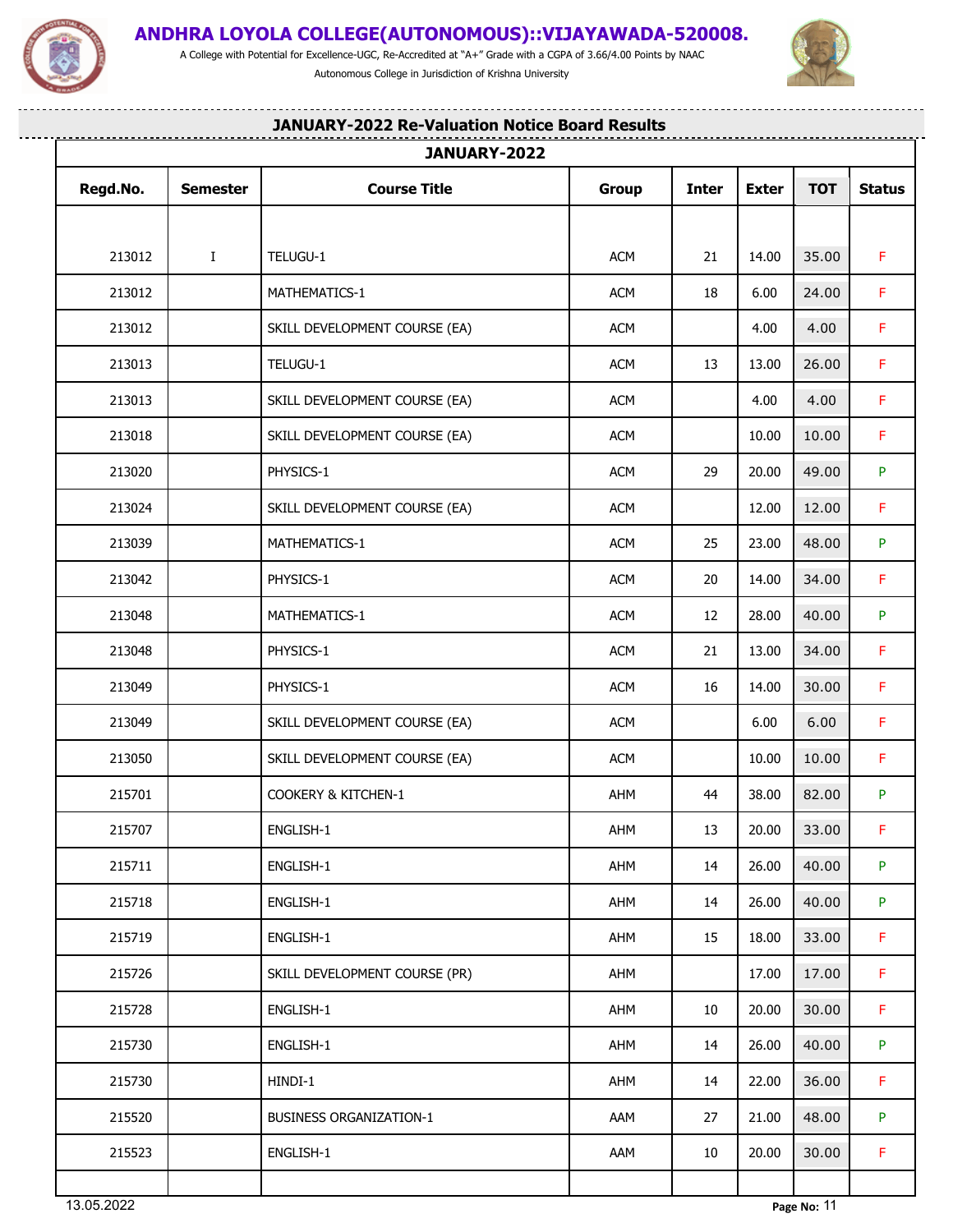# ANDHRA LOYOLA COLLEGE(AUTONOMOUS)::VIJAYAWADA-520008.

A College with Potential for Excellence-UGC, Re-Accredited at "A+" Grade with a CGPA of 3.66/4.00 Points by NAAC

Autonomous College in Jurisdiction of Krishna University

## JANUARY-2022 Re-Valuation Notice Board Results

| JANUARY-2022 | | | | | | | |
|---|---|---|---|---|---|---|---|
| **Regd.No.** | **Semester** | **Course Title** | **Group** | **Inter** | **Exter** | **TOT** | **Status** |
| 213012 | I | TELUGU-1 | ACM | 21 | 14.00 | 35.00 | F |
| 213012 | | MATHEMATICS-1 | ACM | 18 | 6.00 | 24.00 | F |
| 213012 | | SKILL DEVELOPMENT COURSE (EA) | ACM | | 4.00 | 4.00 | F |
| 213013 | | TELUGU-1 | ACM | 13 | 13.00 | 26.00 | F |
| 213013 | | SKILL DEVELOPMENT COURSE (EA) | ACM | | 4.00 | 4.00 | F |
| 213018 | | SKILL DEVELOPMENT COURSE (EA) | ACM | | 10.00 | 10.00 | F |
| 213020 | | PHYSICS-1 | ACM | 29 | 20.00 | 49.00 | P |
| 213024 | | SKILL DEVELOPMENT COURSE (EA) | ACM | | 12.00 | 12.00 | F |
| 213039 | | MATHEMATICS-1 | ACM | 25 | 23.00 | 48.00 | P |
| 213042 | | PHYSICS-1 | ACM | 20 | 14.00 | 34.00 | F |
| 213048 | | MATHEMATICS-1 | ACM | 12 | 28.00 | 40.00 | P |
| 213048 | | PHYSICS-1 | ACM | 21 | 13.00 | 34.00 | F |
| 213049 | | PHYSICS-1 | ACM | 16 | 14.00 | 30.00 | F |
| 213049 | | SKILL DEVELOPMENT COURSE (EA) | ACM | | 6.00 | 6.00 | F |
| 213050 | | SKILL DEVELOPMENT COURSE (EA) | ACM | | 10.00 | 10.00 | F |
| 215701 | | COOKERY & KITCHEN-1 | AHM | 44 | 38.00 | 82.00 | P |
| 215707 | | ENGLISH-1 | AHM | 13 | 20.00 | 33.00 | F |
| 215711 | | ENGLISH-1 | AHM | 14 | 26.00 | 40.00 | P |
| 215718 | | ENGLISH-1 | AHM | 14 | 26.00 | 40.00 | P |
| 215719 | | ENGLISH-1 | AHM | 15 | 18.00 | 33.00 | F |
| 215726 | | SKILL DEVELOPMENT COURSE (PR) | AHM | | 17.00 | 17.00 | F |
| 215728 | | ENGLISH-1 | AHM | 10 | 20.00 | 30.00 | F |
| 215730 | | ENGLISH-1 | AHM | 14 | 26.00 | 40.00 | P |
| 215730 | | HINDI-1 | AHM | 14 | 22.00 | 36.00 | F |
| 215520 | | BUSINESS ORGANIZATION-1 | AAM | 27 | 21.00 | 48.00 | P |
| 215523 | | ENGLISH-1 | AAM | 10 | 20.00 | 30.00 | F |

13.05.2022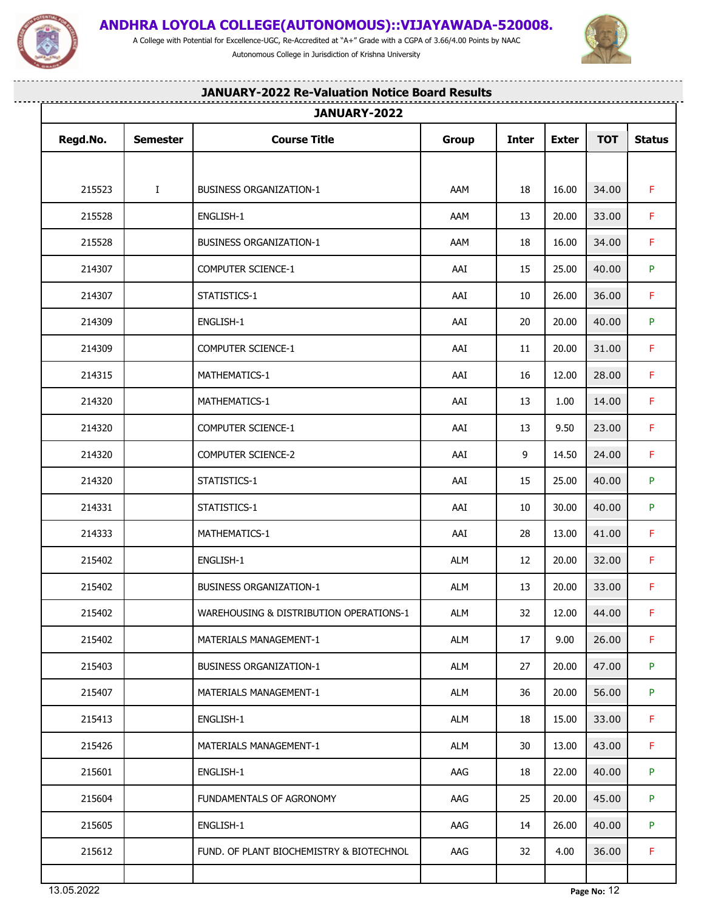# ANDHRA LOYOLA COLLEGE(AUTONOMOUS)::VIJAYAWADA-520008.

A College with Potential for Excellence-UGC, Re-Accredited at "A+" Grade with a CGPA of 3.66/4.00 Points by NAAC

Autonomous College in Jurisdiction of Krishna University

## JANUARY-2022 Re-Valuation Notice Board Results

**JANUARY-2022**

| Regd.No. | Semester | Course Title | Group | Inter | Exter | TOT | Status |
|---|---|---|---|---|---|---|---|
| 215523 | I | BUSINESS ORGANIZATION-1 | AAM | 18 | 16.00 | 34.00 | F |
| 215528 | | ENGLISH-1 | AAM | 13 | 20.00 | 33.00 | F |
| 215528 | | BUSINESS ORGANIZATION-1 | AAM | 18 | 16.00 | 34.00 | F |
| 214307 | | COMPUTER SCIENCE-1 | AAI | 15 | 25.00 | 40.00 | P |
| 214307 | | STATISTICS-1 | AAI | 10 | 26.00 | 36.00 | F |
| 214309 | | ENGLISH-1 | AAI | 20 | 20.00 | 40.00 | P |
| 214309 | | COMPUTER SCIENCE-1 | AAI | 11 | 20.00 | 31.00 | F |
| 214315 | | MATHEMATICS-1 | AAI | 16 | 12.00 | 28.00 | F |
| 214320 | | MATHEMATICS-1 | AAI | 13 | 1.00 | 14.00 | F |
| 214320 | | COMPUTER SCIENCE-1 | AAI | 13 | 9.50 | 23.00 | F |
| 214320 | | COMPUTER SCIENCE-2 | AAI | 9 | 14.50 | 24.00 | F |
| 214320 | | STATISTICS-1 | AAI | 15 | 25.00 | 40.00 | P |
| 214331 | | STATISTICS-1 | AAI | 10 | 30.00 | 40.00 | P |
| 214333 | | MATHEMATICS-1 | AAI | 28 | 13.00 | 41.00 | F |
| 215402 | | ENGLISH-1 | ALM | 12 | 20.00 | 32.00 | F |
| 215402 | | BUSINESS ORGANIZATION-1 | ALM | 13 | 20.00 | 33.00 | F |
| 215402 | | WAREHOUSING & DISTRIBUTION OPERATIONS-1 | ALM | 32 | 12.00 | 44.00 | F |
| 215402 | | MATERIALS MANAGEMENT-1 | ALM | 17 | 9.00 | 26.00 | F |
| 215403 | | BUSINESS ORGANIZATION-1 | ALM | 27 | 20.00 | 47.00 | P |
| 215407 | | MATERIALS MANAGEMENT-1 | ALM | 36 | 20.00 | 56.00 | P |
| 215413 | | ENGLISH-1 | ALM | 18 | 15.00 | 33.00 | F |
| 215426 | | MATERIALS MANAGEMENT-1 | ALM | 30 | 13.00 | 43.00 | F |
| 215601 | | ENGLISH-1 | AAG | 18 | 22.00 | 40.00 | P |
| 215604 | | FUNDAMENTALS OF AGRONOMY | AAG | 25 | 20.00 | 45.00 | P |
| 215605 | | ENGLISH-1 | AAG | 14 | 26.00 | 40.00 | P |
| 215612 | | FUND. OF PLANT BIOCHEMISTRY & BIOTECHNOL | AAG | 32 | 4.00 | 36.00 | F |

13.05.2022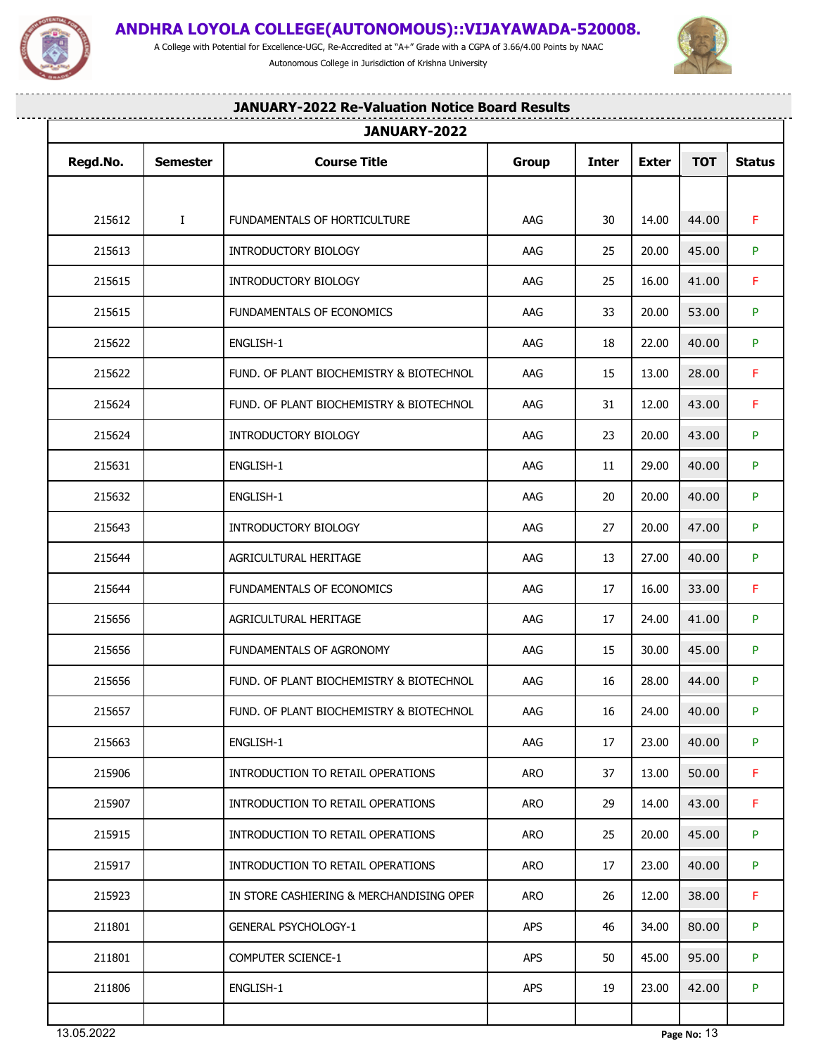# ANDHRA LOYOLA COLLEGE(AUTONOMOUS)::VIJAYAWADA-520008.

A College with Potential for Excellence-UGC, Re-Accredited at "A+" Grade with a CGPA of 3.66/4.00 Points by NAAC

Autonomous College in Jurisdiction of Krishna University

## JANUARY-2022 Re-Valuation Notice Board Results

| JANUARY-2022 | | | | | | | |
|---|---|---|---|---|---|---|---|
| **Regd.No.** | **Semester** | **Course Title** | **Group** | **Inter** | **Exter** | **TOT** | **Status** |
| 215612 | I | FUNDAMENTALS OF HORTICULTURE | AAG | 30 | 14.00 | 44.00 | F |
| 215613 | | INTRODUCTORY BIOLOGY | AAG | 25 | 20.00 | 45.00 | P |
| 215615 | | INTRODUCTORY BIOLOGY | AAG | 25 | 16.00 | 41.00 | F |
| 215615 | | FUNDAMENTALS OF ECONOMICS | AAG | 33 | 20.00 | 53.00 | P |
| 215622 | | ENGLISH-1 | AAG | 18 | 22.00 | 40.00 | P |
| 215622 | | FUND. OF PLANT BIOCHEMISTRY & BIOTECHNOL | AAG | 15 | 13.00 | 28.00 | F |
| 215624 | | FUND. OF PLANT BIOCHEMISTRY & BIOTECHNOL | AAG | 31 | 12.00 | 43.00 | F |
| 215624 | | INTRODUCTORY BIOLOGY | AAG | 23 | 20.00 | 43.00 | P |
| 215631 | | ENGLISH-1 | AAG | 11 | 29.00 | 40.00 | P |
| 215632 | | ENGLISH-1 | AAG | 20 | 20.00 | 40.00 | P |
| 215643 | | INTRODUCTORY BIOLOGY | AAG | 27 | 20.00 | 47.00 | P |
| 215644 | | AGRICULTURAL HERITAGE | AAG | 13 | 27.00 | 40.00 | P |
| 215644 | | FUNDAMENTALS OF ECONOMICS | AAG | 17 | 16.00 | 33.00 | F |
| 215656 | | AGRICULTURAL HERITAGE | AAG | 17 | 24.00 | 41.00 | P |
| 215656 | | FUNDAMENTALS OF AGRONOMY | AAG | 15 | 30.00 | 45.00 | P |
| 215656 | | FUND. OF PLANT BIOCHEMISTRY & BIOTECHNOL | AAG | 16 | 28.00 | 44.00 | P |
| 215657 | | FUND. OF PLANT BIOCHEMISTRY & BIOTECHNOL | AAG | 16 | 24.00 | 40.00 | P |
| 215663 | | ENGLISH-1 | AAG | 17 | 23.00 | 40.00 | P |
| 215906 | | INTRODUCTION TO RETAIL OPERATIONS | ARO | 37 | 13.00 | 50.00 | F |
| 215907 | | INTRODUCTION TO RETAIL OPERATIONS | ARO | 29 | 14.00 | 43.00 | F |
| 215915 | | INTRODUCTION TO RETAIL OPERATIONS | ARO | 25 | 20.00 | 45.00 | P |
| 215917 | | INTRODUCTION TO RETAIL OPERATIONS | ARO | 17 | 23.00 | 40.00 | P |
| 215923 | | IN STORE CASHIERING & MERCHANDISING OPER | ARO | 26 | 12.00 | 38.00 | F |
| 211801 | | GENERAL PSYCHOLOGY-1 | APS | 46 | 34.00 | 80.00 | P |
| 211801 | | COMPUTER SCIENCE-1 | APS | 50 | 45.00 | 95.00 | P |
| 211806 | | ENGLISH-1 | APS | 19 | 23.00 | 42.00 | P |

13.05.2022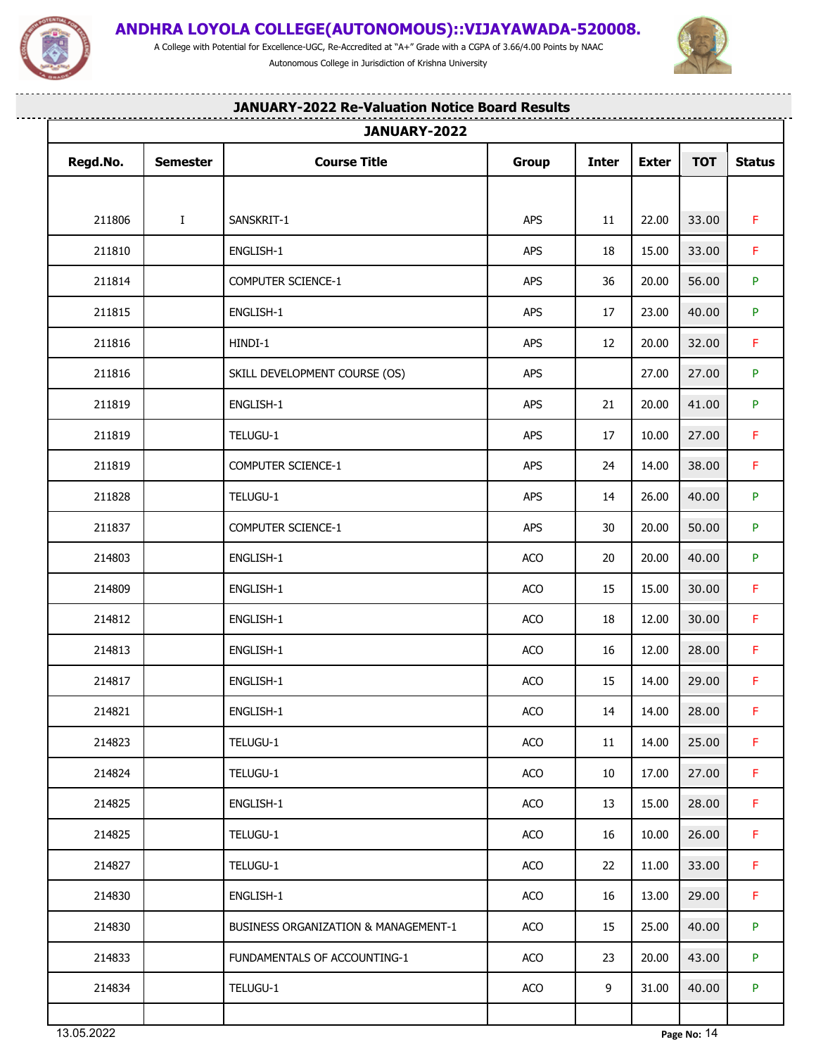# ANDHRA LOYOLA COLLEGE(AUTONOMOUS)::VIJAYAWADA-520008.

A College with Potential for Excellence-UGC, Re-Accredited at "A+" Grade with a CGPA of 3.66/4.00 Points by NAAC

Autonomous College in Jurisdiction of Krishna University

## JANUARY-2022 Re-Valuation Notice Board Results

| JANUARY-2022 | | | | | | | |
|---|---|---|---|---|---|---|---|
| **Regd.No.** | **Semester** | **Course Title** | **Group** | **Inter** | **Exter** | **TOT** | **Status** |
| 211806 | I | SANSKRIT-1 | APS | 11 | 22.00 | 33.00 | F |
| 211810 | | ENGLISH-1 | APS | 18 | 15.00 | 33.00 | F |
| 211814 | | COMPUTER SCIENCE-1 | APS | 36 | 20.00 | 56.00 | P |
| 211815 | | ENGLISH-1 | APS | 17 | 23.00 | 40.00 | P |
| 211816 | | HINDI-1 | APS | 12 | 20.00 | 32.00 | F |
| 211816 | | SKILL DEVELOPMENT COURSE (OS) | APS | | 27.00 | 27.00 | P |
| 211819 | | ENGLISH-1 | APS | 21 | 20.00 | 41.00 | P |
| 211819 | | TELUGU-1 | APS | 17 | 10.00 | 27.00 | F |
| 211819 | | COMPUTER SCIENCE-1 | APS | 24 | 14.00 | 38.00 | F |
| 211828 | | TELUGU-1 | APS | 14 | 26.00 | 40.00 | P |
| 211837 | | COMPUTER SCIENCE-1 | APS | 30 | 20.00 | 50.00 | P |
| 214803 | | ENGLISH-1 | ACO | 20 | 20.00 | 40.00 | P |
| 214809 | | ENGLISH-1 | ACO | 15 | 15.00 | 30.00 | F |
| 214812 | | ENGLISH-1 | ACO | 18 | 12.00 | 30.00 | F |
| 214813 | | ENGLISH-1 | ACO | 16 | 12.00 | 28.00 | F |
| 214817 | | ENGLISH-1 | ACO | 15 | 14.00 | 29.00 | F |
| 214821 | | ENGLISH-1 | ACO | 14 | 14.00 | 28.00 | F |
| 214823 | | TELUGU-1 | ACO | 11 | 14.00 | 25.00 | F |
| 214824 | | TELUGU-1 | ACO | 10 | 17.00 | 27.00 | F |
| 214825 | | ENGLISH-1 | ACO | 13 | 15.00 | 28.00 | F |
| 214825 | | TELUGU-1 | ACO | 16 | 10.00 | 26.00 | F |
| 214827 | | TELUGU-1 | ACO | 22 | 11.00 | 33.00 | F |
| 214830 | | ENGLISH-1 | ACO | 16 | 13.00 | 29.00 | F |
| 214830 | | BUSINESS ORGANIZATION & MANAGEMENT-1 | ACO | 15 | 25.00 | 40.00 | P |
| 214833 | | FUNDAMENTALS OF ACCOUNTING-1 | ACO | 23 | 20.00 | 43.00 | P |
| 214834 | | TELUGU-1 | ACO | 9 | 31.00 | 40.00 | P |

13.05.2022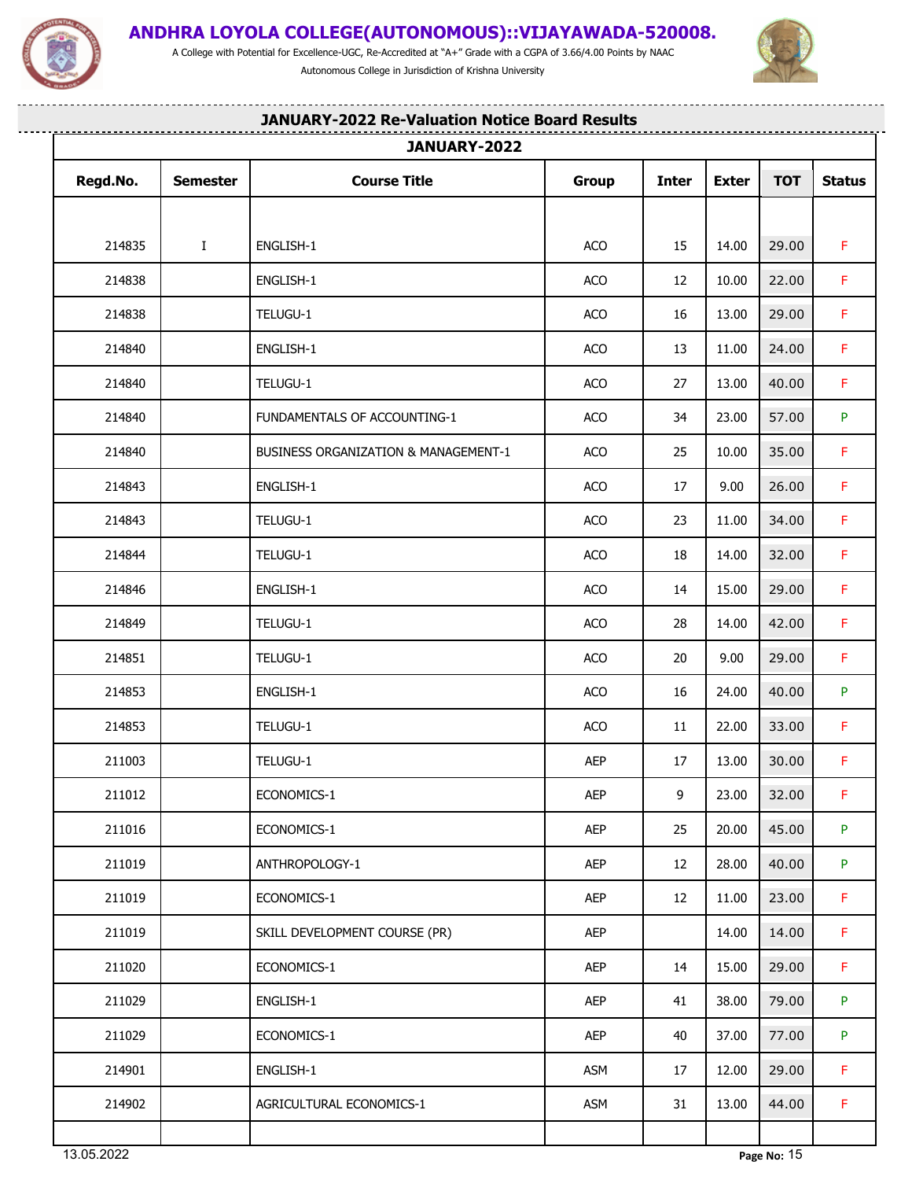# ANDHRA LOYOLA COLLEGE(AUTONOMOUS)::VIJAYAWADA-520008.

A College with Potential for Excellence-UGC, Re-Accredited at "A+" Grade with a CGPA of 3.66/4.00 Points by NAAC

Autonomous College in Jurisdiction of Krishna University

## JANUARY-2022 Re-Valuation Notice Board Results

### JANUARY-2022

| Regd.No. | Semester | Course Title | Group | Inter | Exter | TOT | Status |
|---|---|---|---|---|---|---|---|
| 214835 | I | ENGLISH-1 | ACO | 15 | 14.00 | 29.00 | F |
| 214838 | | ENGLISH-1 | ACO | 12 | 10.00 | 22.00 | F |
| 214838 | | TELUGU-1 | ACO | 16 | 13.00 | 29.00 | F |
| 214840 | | ENGLISH-1 | ACO | 13 | 11.00 | 24.00 | F |
| 214840 | | TELUGU-1 | ACO | 27 | 13.00 | 40.00 | F |
| 214840 | | FUNDAMENTALS OF ACCOUNTING-1 | ACO | 34 | 23.00 | 57.00 | P |
| 214840 | | BUSINESS ORGANIZATION & MANAGEMENT-1 | ACO | 25 | 10.00 | 35.00 | F |
| 214843 | | ENGLISH-1 | ACO | 17 | 9.00 | 26.00 | F |
| 214843 | | TELUGU-1 | ACO | 23 | 11.00 | 34.00 | F |
| 214844 | | TELUGU-1 | ACO | 18 | 14.00 | 32.00 | F |
| 214846 | | ENGLISH-1 | ACO | 14 | 15.00 | 29.00 | F |
| 214849 | | TELUGU-1 | ACO | 28 | 14.00 | 42.00 | F |
| 214851 | | TELUGU-1 | ACO | 20 | 9.00 | 29.00 | F |
| 214853 | | ENGLISH-1 | ACO | 16 | 24.00 | 40.00 | P |
| 214853 | | TELUGU-1 | ACO | 11 | 22.00 | 33.00 | F |
| 211003 | | TELUGU-1 | AEP | 17 | 13.00 | 30.00 | F |
| 211012 | | ECONOMICS-1 | AEP | 9 | 23.00 | 32.00 | F |
| 211016 | | ECONOMICS-1 | AEP | 25 | 20.00 | 45.00 | P |
| 211019 | | ANTHROPOLOGY-1 | AEP | 12 | 28.00 | 40.00 | P |
| 211019 | | ECONOMICS-1 | AEP | 12 | 11.00 | 23.00 | F |
| 211019 | | SKILL DEVELOPMENT COURSE (PR) | AEP | | 14.00 | 14.00 | F |
| 211020 | | ECONOMICS-1 | AEP | 14 | 15.00 | 29.00 | F |
| 211029 | | ENGLISH-1 | AEP | 41 | 38.00 | 79.00 | P |
| 211029 | | ECONOMICS-1 | AEP | 40 | 37.00 | 77.00 | P |
| 214901 | | ENGLISH-1 | ASM | 17 | 12.00 | 29.00 | F |
| 214902 | | AGRICULTURAL ECONOMICS-1 | ASM | 31 | 13.00 | 44.00 | F |

13.05.2022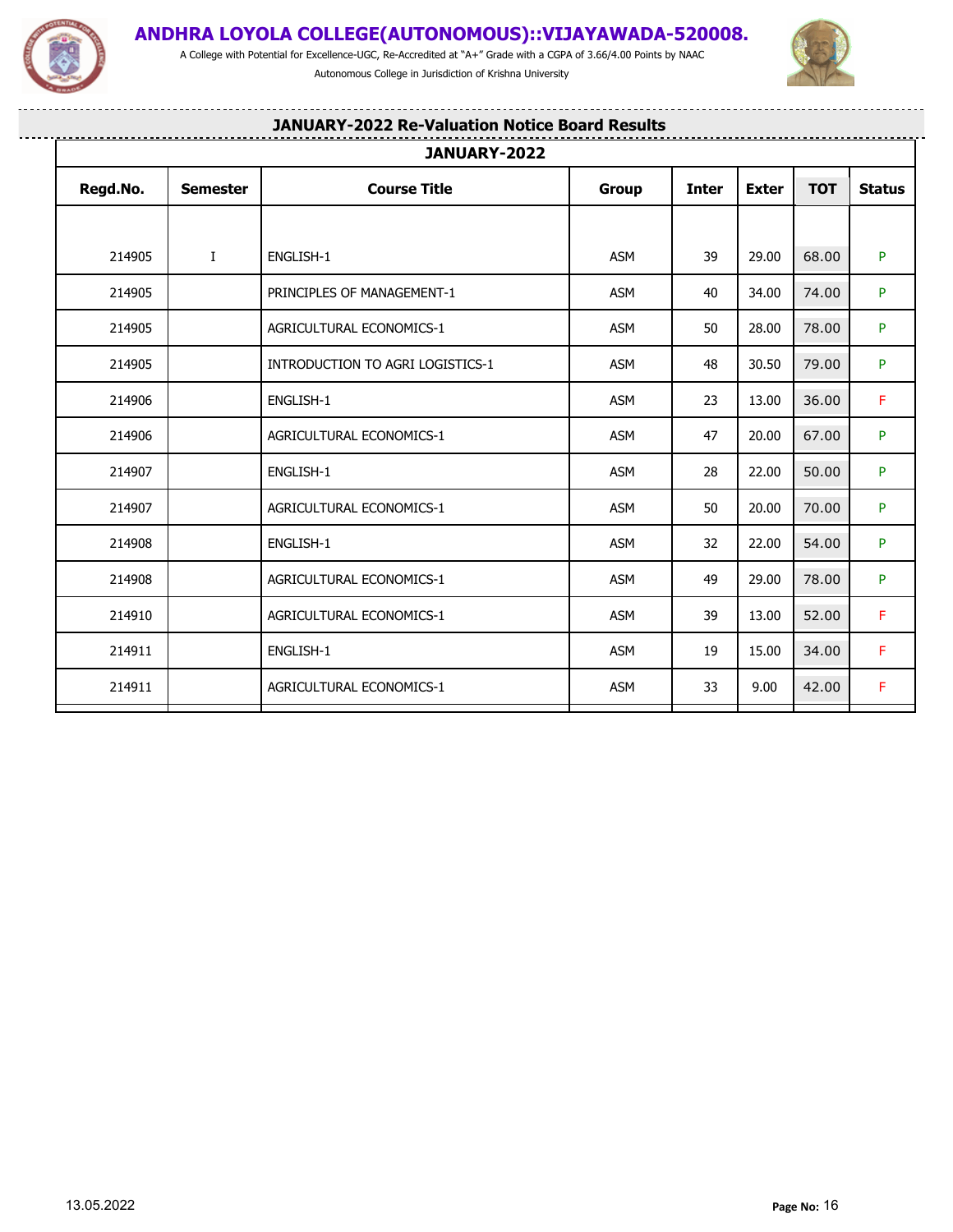# ANDHRA LOYOLA COLLEGE(AUTONOMOUS)::VIJAYAWADA-520008.

A College with Potential for Excellence-UGC, Re-Accredited at "A+" Grade with a CGPA of 3.66/4.00 Points by NAAC

Autonomous College in Jurisdiction of Krishna University

## JANUARY-2022 Re-Valuation Notice Board Results

### JANUARY-2022

| Regd.No. | Semester | Course Title | Group | Inter | Exter | TOT | Status |
|---|---|---|---|---|---|---|---|
| 214905 | I | ENGLISH-1 | ASM | 39 | 29.00 | 68.00 | P |
| 214905 | | PRINCIPLES OF MANAGEMENT-1 | ASM | 40 | 34.00 | 74.00 | P |
| 214905 | | AGRICULTURAL ECONOMICS-1 | ASM | 50 | 28.00 | 78.00 | P |
| 214905 | | INTRODUCTION TO AGRI LOGISTICS-1 | ASM | 48 | 30.50 | 79.00 | P |
| 214906 | | ENGLISH-1 | ASM | 23 | 13.00 | 36.00 | F |
| 214906 | | AGRICULTURAL ECONOMICS-1 | ASM | 47 | 20.00 | 67.00 | P |
| 214907 | | ENGLISH-1 | ASM | 28 | 22.00 | 50.00 | P |
| 214907 | | AGRICULTURAL ECONOMICS-1 | ASM | 50 | 20.00 | 70.00 | P |
| 214908 | | ENGLISH-1 | ASM | 32 | 22.00 | 54.00 | P |
| 214908 | | AGRICULTURAL ECONOMICS-1 | ASM | 49 | 29.00 | 78.00 | P |
| 214910 | | AGRICULTURAL ECONOMICS-1 | ASM | 39 | 13.00 | 52.00 | F |
| 214911 | | ENGLISH-1 | ASM | 19 | 15.00 | 34.00 | F |
| 214911 | | AGRICULTURAL ECONOMICS-1 | ASM | 33 | 9.00 | 42.00 | F |

13.05.2022